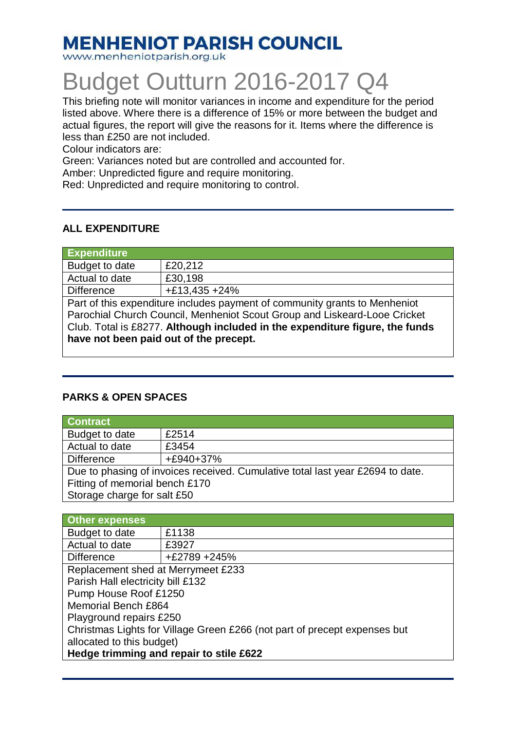# MENHENIOT PARISH COUNCIL

www.menheniotparish.org.uk

# Budget Outturn 2016-2017 Q4

This briefing note will monitor variances in income and expenditure for the period listed above. Where there is a difference of 15% or more between the budget and actual figures, the report will give the reasons for it. Items where the difference is less than £250 are not included.

Colour indicators are:

Green: Variances noted but are controlled and accounted for.

Amber: Unpredicted figure and require monitoring.

Red: Unpredicted and require monitoring to control.

---

## ALL EXPENDITURE

| Expenditure | |
|---|---|
| Budget to date | £20,212 |
| Actual to date | £30,198 |
| Difference | +£13,435 +24% |
| Part of this expenditure includes payment of community grants to Menheniot Parochial Church Council, Menheniot Scout Group and Liskeard-Looe Cricket Club. Total is £8277. **Although included in the expenditure figure, the funds have not been paid out of the precept.** | |

---

## PARKS & OPEN SPACES

| Contract | |
|---|---|
| Budget to date | £2514 |
| Actual to date | £3454 |
| Difference | +£940+37% |
| Due to phasing of invoices received. Cumulative total last year £2694 to date.<br>Fitting of memorial bench £170<br>Storage charge for salt £50 | |

| Other expenses | |
|---|---|
| Budget to date | £1138 |
| Actual to date | £3927 |
| Difference | +£2789 +245% |
| Replacement shed at Merrymeet £233<br>Parish Hall electricity bill £132<br>Pump House Roof £1250<br>Memorial Bench £864<br>Playground repairs £250<br>Christmas Lights for Village Green £266 (not part of precept expenses but allocated to this budget)<br>**Hedge trimming and repair to stile £622** | |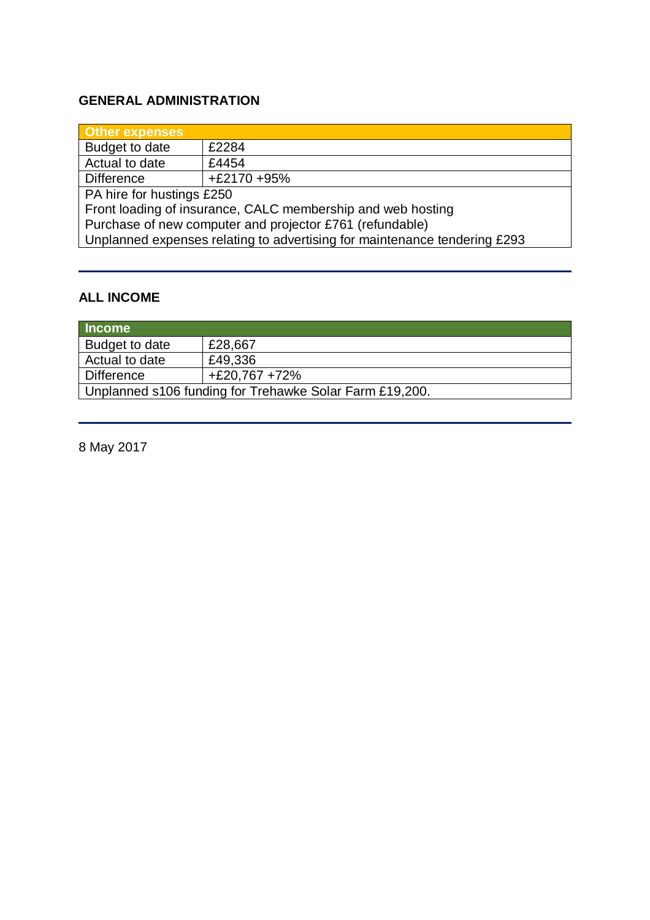## GENERAL ADMINISTRATION

| Other expenses | |
|---|---|
| Budget to date | £2284 |
| Actual to date | £4454 |
| Difference | +£2170 +95% |
| PA hire for hustings £250<br>Front loading of insurance, CALC membership and web hosting<br>Purchase of new computer and projector £761 (refundable)<br>Unplanned expenses relating to advertising for maintenance tendering £293 | |

---

## ALL INCOME

| Income | |
|---|---|
| Budget to date | £28,667 |
| Actual to date | £49,336 |
| Difference | +£20,767 +72% |
| Unplanned s106 funding for Trehawke Solar Farm £19,200. | |

---

8 May 2017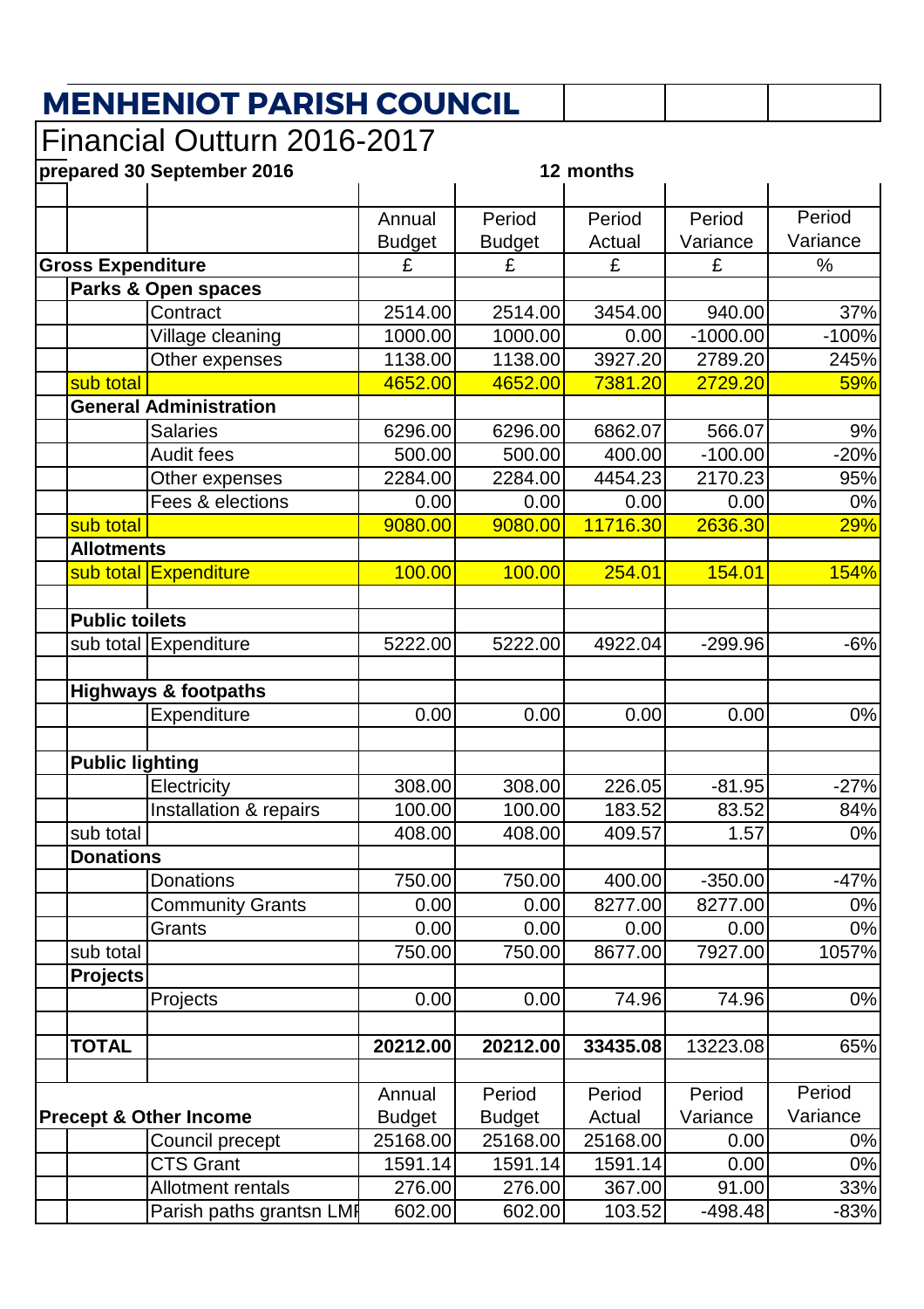# MENHENIOT PARISH COUNCIL

## Financial Outturn 2016-2017

**prepared 30 September 2016** **12 months**

| | | | Annual Budget | Period Budget | Period Actual | Period Variance | Period Variance |
|---|---|---|---|---|---|---|---|
| **Gross Expenditure** | | | £ | £ | £ | £ | % |
| | **Parks & Open spaces** | | | | | | |
| | | Contract | 2514.00 | 2514.00 | 3454.00 | 940.00 | 37% |
| | | Village cleaning | 1000.00 | 1000.00 | 0.00 | -1000.00 | -100% |
| | | Other expenses | 1138.00 | 1138.00 | 3927.20 | 2789.20 | 245% |
| | sub total | | 4652.00 | 4652.00 | 7381.20 | 2729.20 | 59% |
| | **General Administration** | | | | | | |
| | | Salaries | 6296.00 | 6296.00 | 6862.07 | 566.07 | 9% |
| | | Audit fees | 500.00 | 500.00 | 400.00 | -100.00 | -20% |
| | | Other expenses | 2284.00 | 2284.00 | 4454.23 | 2170.23 | 95% |
| | | Fees & elections | 0.00 | 0.00 | 0.00 | 0.00 | 0% |
| | sub total | | 9080.00 | 9080.00 | 11716.30 | 2636.30 | 29% |
| | **Allotments** | | | | | | |
| | sub total | Expenditure | 100.00 | 100.00 | 254.01 | 154.01 | 154% |
| | | | | | | | |
| | **Public toilets** | | | | | | |
| | sub total | Expenditure | 5222.00 | 5222.00 | 4922.04 | -299.96 | -6% |
| | | | | | | | |
| | **Highways & footpaths** | | | | | | |
| | | Expenditure | 0.00 | 0.00 | 0.00 | 0.00 | 0% |
| | | | | | | | |
| | **Public lighting** | | | | | | |
| | | Electricity | 308.00 | 308.00 | 226.05 | -81.95 | -27% |
| | | Installation & repairs | 100.00 | 100.00 | 183.52 | 83.52 | 84% |
| | sub total | | 408.00 | 408.00 | 409.57 | 1.57 | 0% |
| | **Donations** | | | | | | |
| | | Donations | 750.00 | 750.00 | 400.00 | -350.00 | -47% |
| | | Community Grants | 0.00 | 0.00 | 8277.00 | 8277.00 | 0% |
| | | Grants | 0.00 | 0.00 | 0.00 | 0.00 | 0% |
| | sub total | | 750.00 | 750.00 | 8677.00 | 7927.00 | 1057% |
| | **Projects** | | | | | | |
| | | Projects | 0.00 | 0.00 | 74.96 | 74.96 | 0% |
| | | | | | | | |
| | **TOTAL** | | **20212.00** | **20212.00** | **33435.08** | 13223.08 | 65% |
| | | | | | | | |
| **Precept & Other Income** | | | Annual Budget | Period Budget | Period Actual | Period Variance | Period Variance |
| | | Council precept | 25168.00 | 25168.00 | 25168.00 | 0.00 | 0% |
| | | CTS Grant | 1591.14 | 1591.14 | 1591.14 | 0.00 | 0% |
| | | Allotment rentals | 276.00 | 276.00 | 367.00 | 91.00 | 33% |
| | | Parish paths grantsn LMI | 602.00 | 602.00 | 103.52 | -498.48 | -83% |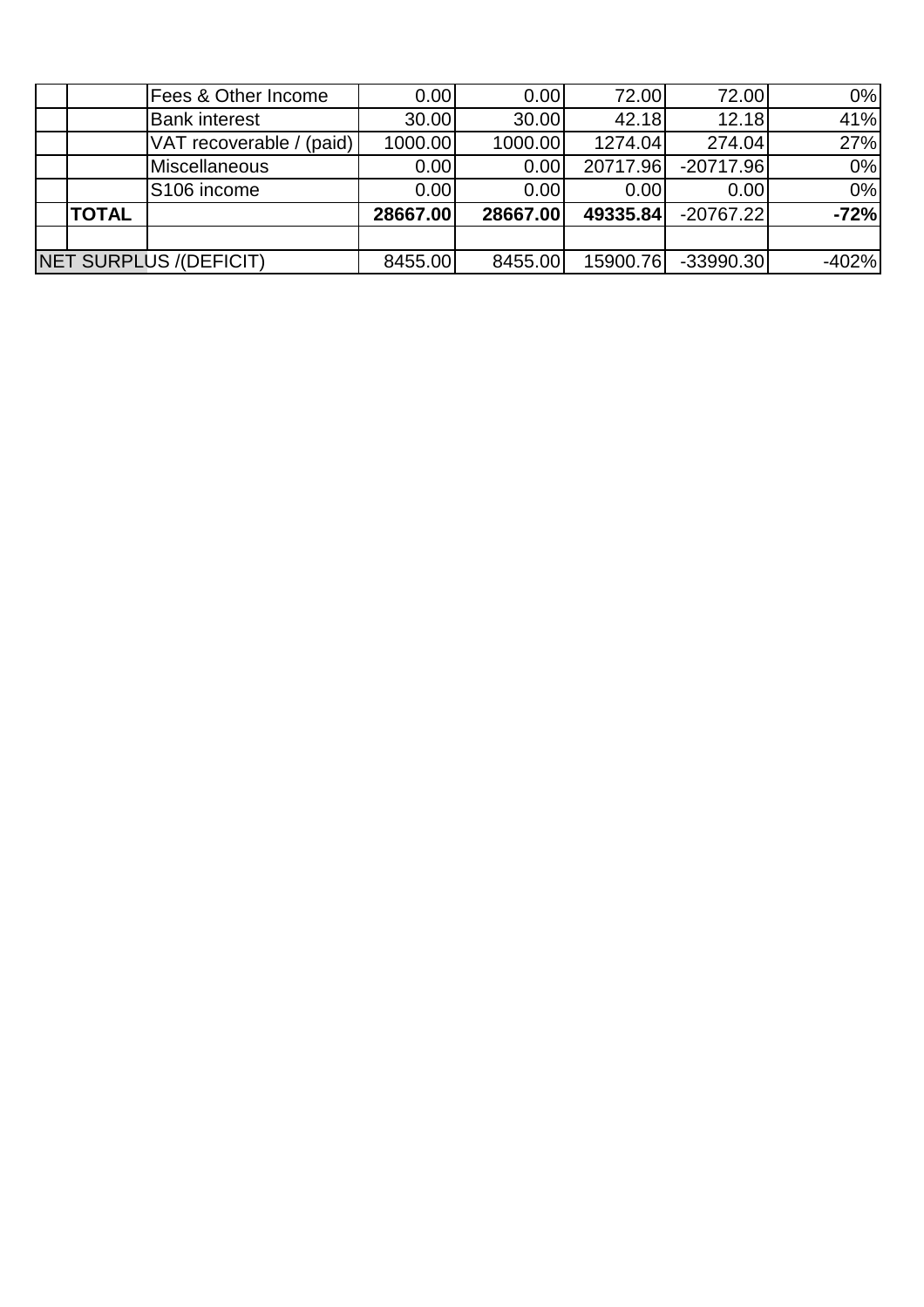| | | | | | | | |
|---|---|---|---|---|---|---|---|
| | | Fees & Other Income | 0.00 | 0.00 | 72.00 | 72.00 | 0% |
| | | Bank interest | 30.00 | 30.00 | 42.18 | 12.18 | 41% |
| | | VAT recoverable / (paid) | 1000.00 | 1000.00 | 1274.04 | 274.04 | 27% |
| | | Miscellaneous | 0.00 | 0.00 | 20717.96 | -20717.96 | 0% |
| | | S106 income | 0.00 | 0.00 | 0.00 | 0.00 | 0% |
| | **TOTAL** | | **28667.00** | **28667.00** | **49335.84** | -20767.22 | **-72%** |
| | | | | | | | |
| NET SURPLUS /(DEFICIT) | | | 8455.00 | 8455.00 | 15900.76 | -33990.30 | -402% |